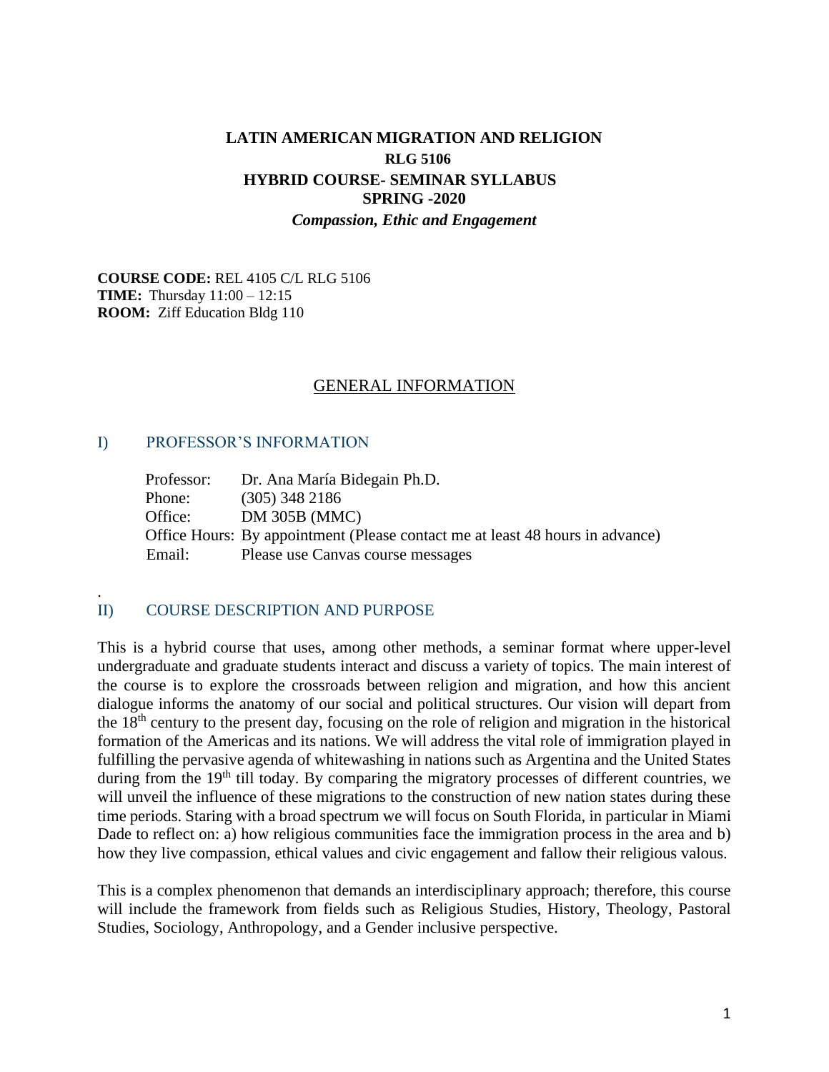# LATIN AMERICAN MIGRATION AND RELIGION

## RLG 5106

## HYBRID COURSE- SEMINAR SYLLABUS

## SPRING -2020

***Compassion, Ethic and Engagement***

**COURSE CODE:** REL 4105 C/L RLG 5106
**TIME:** Thursday 11:00 – 12:15
**ROOM:** Ziff Education Bldg 110

## GENERAL INFORMATION

### I) PROFESSOR'S INFORMATION

Professor: Dr. Ana María Bidegain Ph.D.
Phone: (305) 348 2186
Office: DM 305B (MMC)
Office Hours: By appointment (Please contact me at least 48 hours in advance)
Email: Please use Canvas course messages

.

### II) COURSE DESCRIPTION AND PURPOSE

This is a hybrid course that uses, among other methods, a seminar format where upper-level undergraduate and graduate students interact and discuss a variety of topics. The main interest of the course is to explore the crossroads between religion and migration, and how this ancient dialogue informs the anatomy of our social and political structures. Our vision will depart from the 18th century to the present day, focusing on the role of religion and migration in the historical formation of the Americas and its nations. We will address the vital role of immigration played in fulfilling the pervasive agenda of whitewashing in nations such as Argentina and the United States during from the 19th till today. By comparing the migratory processes of different countries, we will unveil the influence of these migrations to the construction of new nation states during these time periods. Staring with a broad spectrum we will focus on South Florida, in particular in Miami Dade to reflect on: a) how religious communities face the immigration process in the area and b) how they live compassion, ethical values and civic engagement and fallow their religious valous.

This is a complex phenomenon that demands an interdisciplinary approach; therefore, this course will include the framework from fields such as Religious Studies, History, Theology, Pastoral Studies, Sociology, Anthropology, and a Gender inclusive perspective.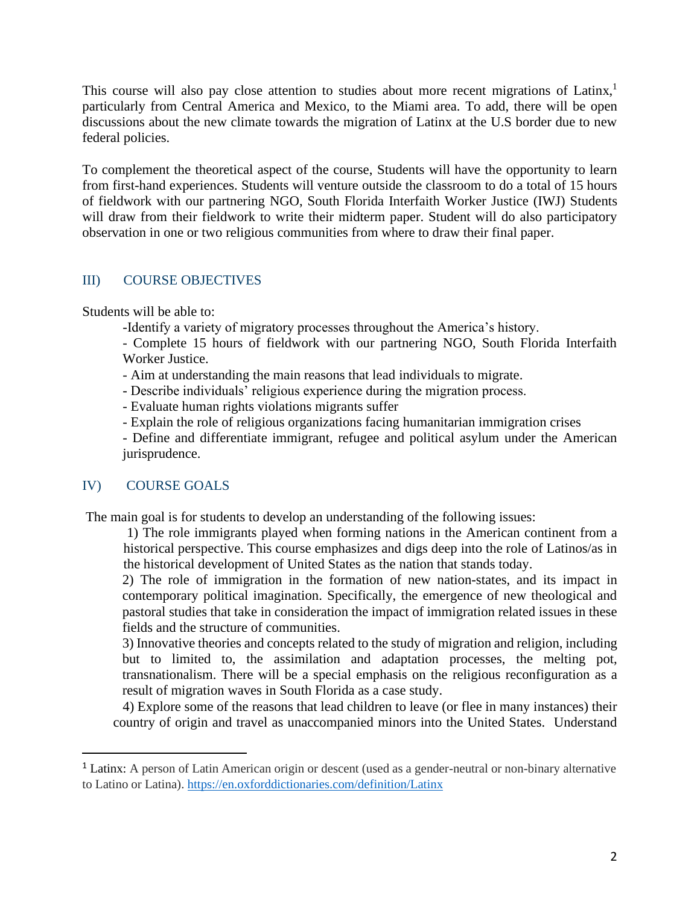This course will also pay close attention to studies about more recent migrations of Latinx,[1] particularly from Central America and Mexico, to the Miami area. To add, there will be open discussions about the new climate towards the migration of Latinx at the U.S border due to new federal policies.

To complement the theoretical aspect of the course, Students will have the opportunity to learn from first-hand experiences. Students will venture outside the classroom to do a total of 15 hours of fieldwork with our partnering NGO, South Florida Interfaith Worker Justice (IWJ) Students will draw from their fieldwork to write their midterm paper. Student will do also participatory observation in one or two religious communities from where to draw their final paper.

## III) COURSE OBJECTIVES

Students will be able to:

- Identify a variety of migratory processes throughout the America's history.
- Complete 15 hours of fieldwork with our partnering NGO, South Florida Interfaith Worker Justice.
- Aim at understanding the main reasons that lead individuals to migrate.
- Describe individuals' religious experience during the migration process.
- Evaluate human rights violations migrants suffer
- Explain the role of religious organizations facing humanitarian immigration crises
- Define and differentiate immigrant, refugee and political asylum under the American jurisprudence.

## IV) COURSE GOALS

The main goal is for students to develop an understanding of the following issues:

1) The role immigrants played when forming nations in the American continent from a historical perspective. This course emphasizes and digs deep into the role of Latinos/as in the historical development of United States as the nation that stands today.
2) The role of immigration in the formation of new nation-states, and its impact in contemporary political imagination. Specifically, the emergence of new theological and pastoral studies that take in consideration the impact of immigration related issues in these fields and the structure of communities.
3) Innovative theories and concepts related to the study of migration and religion, including but to limited to, the assimilation and adaptation processes, the melting pot, transnationalism. There will be a special emphasis on the religious reconfiguration as a result of migration waves in South Florida as a case study.
4) Explore some of the reasons that lead children to leave (or flee in many instances) their country of origin and travel as unaccompanied minors into the United States. Understand

---

[1] Latinx: A person of Latin American origin or descent (used as a gender-neutral or non-binary alternative to Latino or Latina). https://en.oxforddictionaries.com/definition/Latinx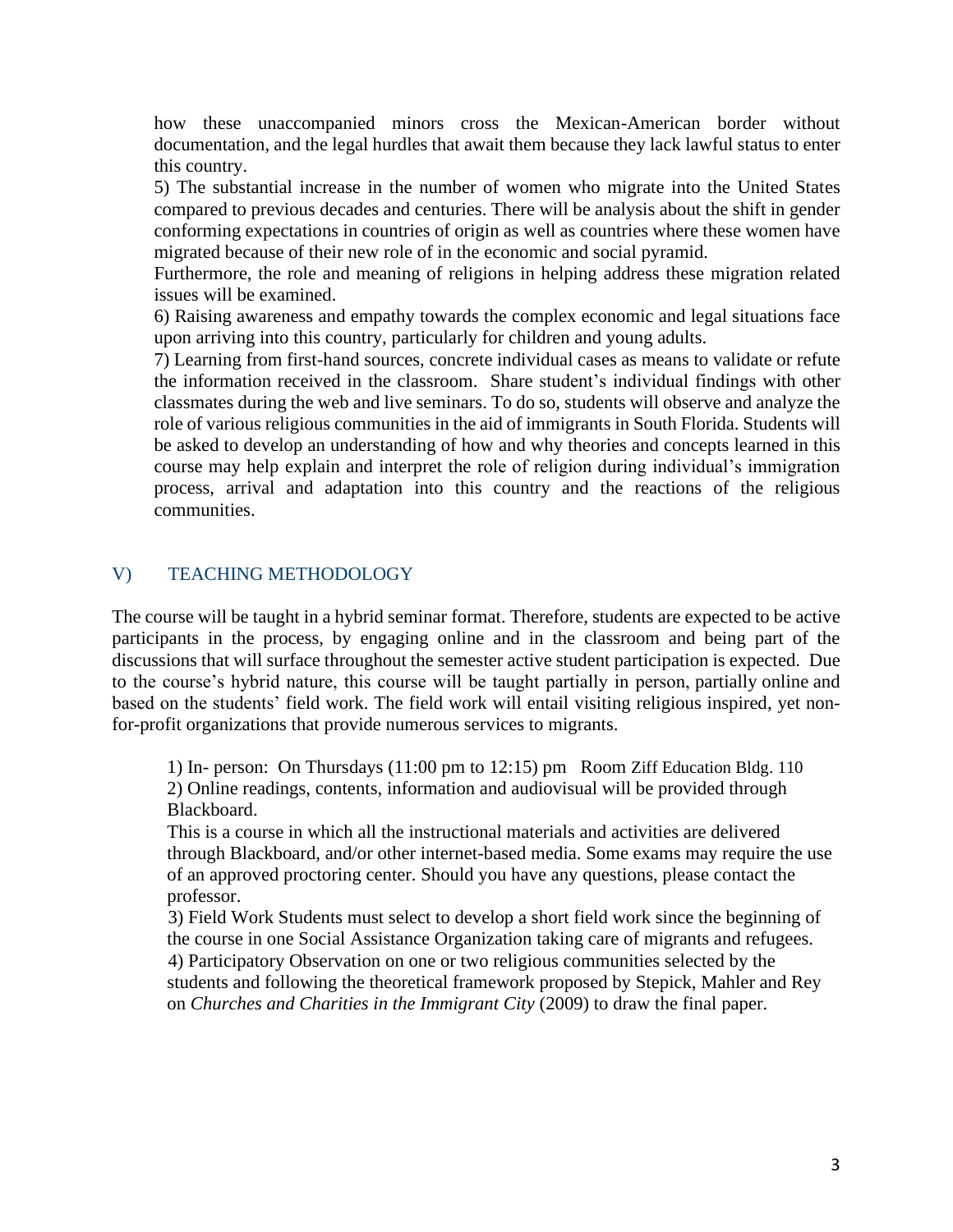how these unaccompanied minors cross the Mexican-American border without documentation, and the legal hurdles that await them because they lack lawful status to enter this country.

5) The substantial increase in the number of women who migrate into the United States compared to previous decades and centuries. There will be analysis about the shift in gender conforming expectations in countries of origin as well as countries where these women have migrated because of their new role of in the economic and social pyramid.

Furthermore, the role and meaning of religions in helping address these migration related issues will be examined.

6) Raising awareness and empathy towards the complex economic and legal situations face upon arriving into this country, particularly for children and young adults.

7) Learning from first-hand sources, concrete individual cases as means to validate or refute the information received in the classroom. Share student's individual findings with other classmates during the web and live seminars. To do so, students will observe and analyze the role of various religious communities in the aid of immigrants in South Florida. Students will be asked to develop an understanding of how and why theories and concepts learned in this course may help explain and interpret the role of religion during individual's immigration process, arrival and adaptation into this country and the reactions of the religious communities.

## V) TEACHING METHODOLOGY

The course will be taught in a hybrid seminar format. Therefore, students are expected to be active participants in the process, by engaging online and in the classroom and being part of the discussions that will surface throughout the semester active student participation is expected. Due to the course's hybrid nature, this course will be taught partially in person, partially online and based on the students' field work. The field work will entail visiting religious inspired, yet non-for-profit organizations that provide numerous services to migrants.

1) In- person: On Thursdays (11:00 pm to 12:15) pm Room Ziff Education Bldg. 110

2) Online readings, contents, information and audiovisual will be provided through Blackboard.

This is a course in which all the instructional materials and activities are delivered through Blackboard, and/or other internet-based media. Some exams may require the use of an approved proctoring center. Should you have any questions, please contact the professor.

3) Field Work Students must select to develop a short field work since the beginning of the course in one Social Assistance Organization taking care of migrants and refugees.

4) Participatory Observation on one or two religious communities selected by the students and following the theoretical framework proposed by Stepick, Mahler and Rey on *Churches and Charities in the Immigrant City* (2009) to draw the final paper.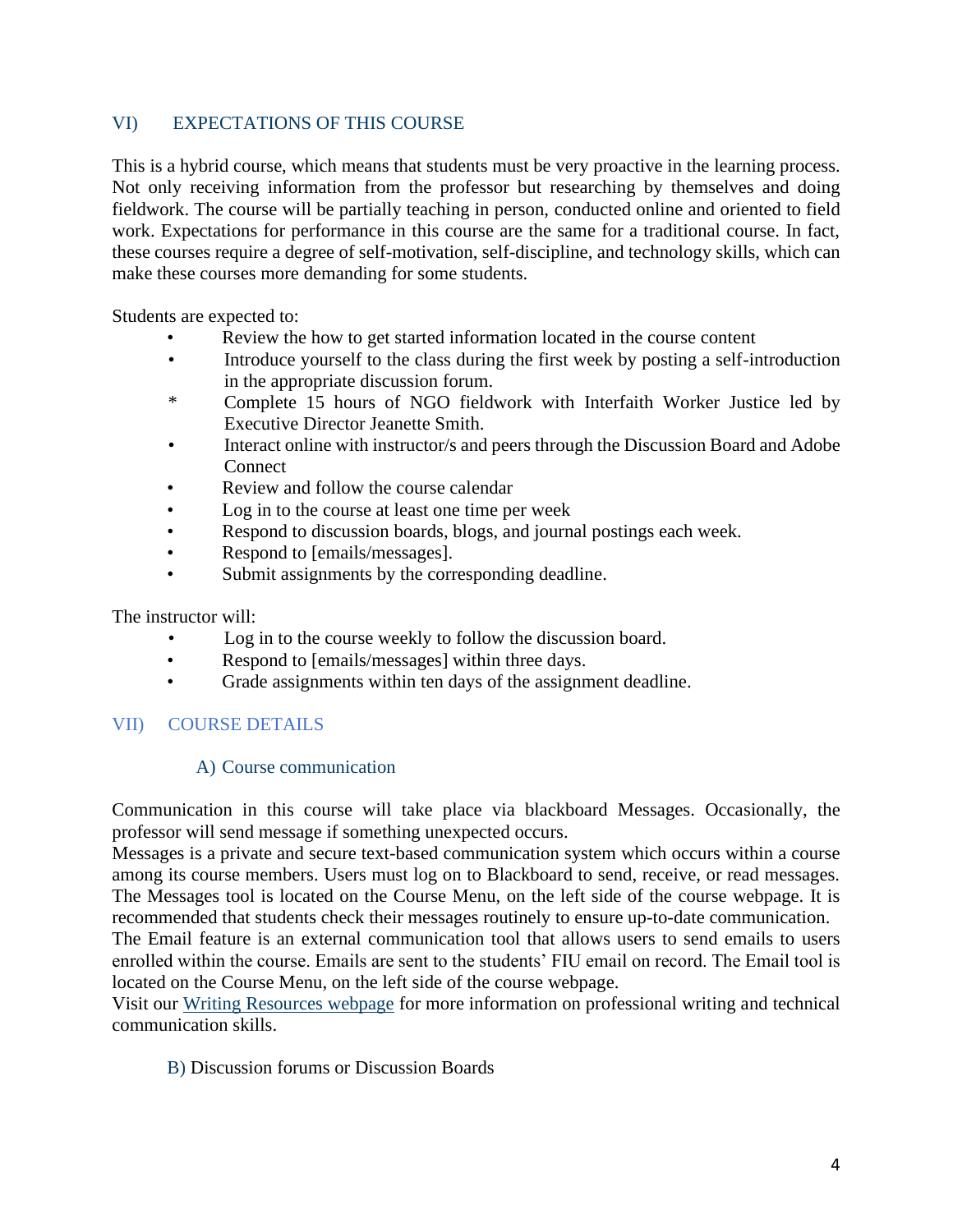## VI) EXPECTATIONS OF THIS COURSE

This is a hybrid course, which means that students must be very proactive in the learning process. Not only receiving information from the professor but researching by themselves and doing fieldwork. The course will be partially teaching in person, conducted online and oriented to field work. Expectations for performance in this course are the same for a traditional course. In fact, these courses require a degree of self-motivation, self-discipline, and technology skills, which can make these courses more demanding for some students.

Students are expected to:

- Review the how to get started information located in the course content
- Introduce yourself to the class during the first week by posting a self-introduction in the appropriate discussion forum.
- Complete 15 hours of NGO fieldwork with Interfaith Worker Justice led by Executive Director Jeanette Smith.
- Interact online with instructor/s and peers through the Discussion Board and Adobe Connect
- Review and follow the course calendar
- Log in to the course at least one time per week
- Respond to discussion boards, blogs, and journal postings each week.
- Respond to [emails/messages].
- Submit assignments by the corresponding deadline.

The instructor will:

- Log in to the course weekly to follow the discussion board.
- Respond to [emails/messages] within three days.
- Grade assignments within ten days of the assignment deadline.

## VII) COURSE DETAILS

### A) Course communication

Communication in this course will take place via blackboard Messages. Occasionally, the professor will send message if something unexpected occurs.
Messages is a private and secure text-based communication system which occurs within a course among its course members. Users must log on to Blackboard to send, receive, or read messages. The Messages tool is located on the Course Menu, on the left side of the course webpage. It is recommended that students check their messages routinely to ensure up-to-date communication.
The Email feature is an external communication tool that allows users to send emails to users enrolled within the course. Emails are sent to the students' FIU email on record. The Email tool is located on the Course Menu, on the left side of the course webpage.
Visit our Writing Resources webpage for more information on professional writing and technical communication skills.

### B) Discussion forums or Discussion Boards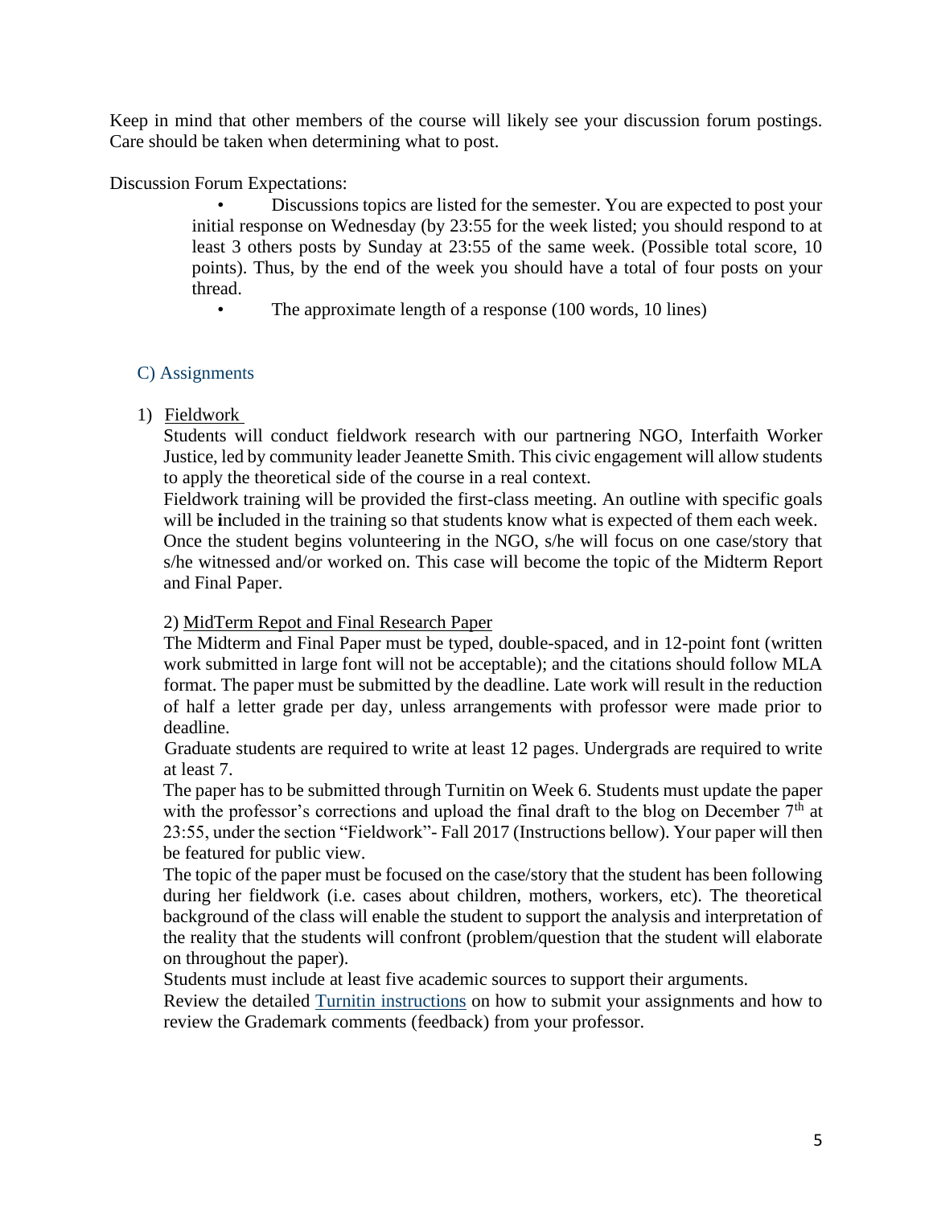Keep in mind that other members of the course will likely see your discussion forum postings. Care should be taken when determining what to post.

Discussion Forum Expectations:

- Discussions topics are listed for the semester. You are expected to post your initial response on Wednesday (by 23:55 for the week listed; you should respond to at least 3 others posts by Sunday at 23:55 of the same week. (Possible total score, 10 points). Thus, by the end of the week you should have a total of four posts on your thread.
- The approximate length of a response (100 words, 10 lines)

## C) Assignments

1) Fieldwork

Students will conduct fieldwork research with our partnering NGO, Interfaith Worker Justice, led by community leader Jeanette Smith. This civic engagement will allow students to apply the theoretical side of the course in a real context.

Fieldwork training will be provided the first-class meeting. An outline with specific goals will be **i**ncluded in the training so that students know what is expected of them each week.

Once the student begins volunteering in the NGO, s/he will focus on one case/story that s/he witnessed and/or worked on. This case will become the topic of the Midterm Report and Final Paper.

2) MidTerm Repot and Final Research Paper

The Midterm and Final Paper must be typed, double-spaced, and in 12-point font (written work submitted in large font will not be acceptable); and the citations should follow MLA format. The paper must be submitted by the deadline. Late work will result in the reduction of half a letter grade per day, unless arrangements with professor were made prior to deadline.

Graduate students are required to write at least 12 pages. Undergrads are required to write at least 7.

The paper has to be submitted through Turnitin on Week 6. Students must update the paper with the professor's corrections and upload the final draft to the blog on December 7th at 23:55, under the section "Fieldwork"- Fall 2017 (Instructions bellow). Your paper will then be featured for public view.

The topic of the paper must be focused on the case/story that the student has been following during her fieldwork (i.e. cases about children, mothers, workers, etc). The theoretical background of the class will enable the student to support the analysis and interpretation of the reality that the students will confront (problem/question that the student will elaborate on throughout the paper).

Students must include at least five academic sources to support their arguments.

Review the detailed Turnitin instructions on how to submit your assignments and how to review the Grademark comments (feedback) from your professor.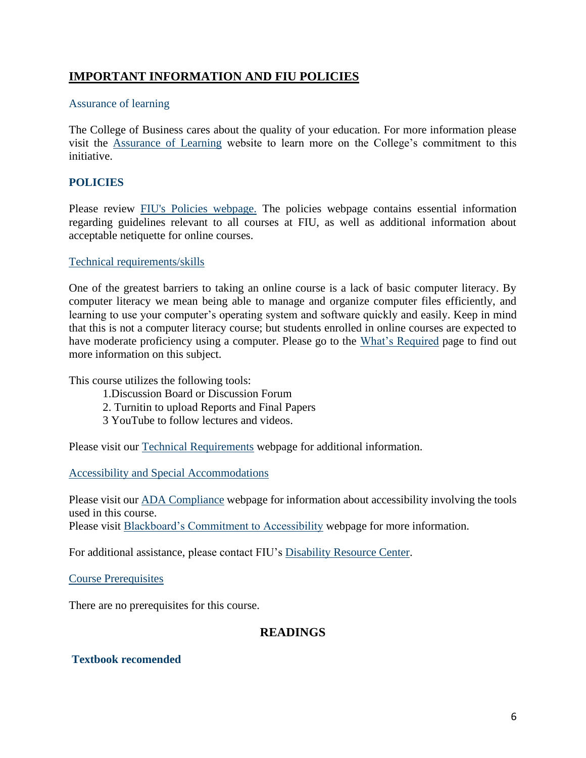## IMPORTANT INFORMATION AND FIU POLICIES

### Assurance of learning

The College of Business cares about the quality of your education. For more information please visit the Assurance of Learning website to learn more on the College's commitment to this initiative.

### POLICIES

Please review FIU's Policies webpage. The policies webpage contains essential information regarding guidelines relevant to all courses at FIU, as well as additional information about acceptable netiquette for online courses.

### Technical requirements/skills

One of the greatest barriers to taking an online course is a lack of basic computer literacy. By computer literacy we mean being able to manage and organize computer files efficiently, and learning to use your computer's operating system and software quickly and easily. Keep in mind that this is not a computer literacy course; but students enrolled in online courses are expected to have moderate proficiency using a computer. Please go to the What's Required page to find out more information on this subject.

This course utilizes the following tools:

1.Discussion Board or Discussion Forum
2. Turnitin to upload Reports and Final Papers
3 YouTube to follow lectures and videos.

Please visit our Technical Requirements webpage for additional information.

### Accessibility and Special Accommodations

Please visit our ADA Compliance webpage for information about accessibility involving the tools used in this course.
Please visit Blackboard's Commitment to Accessibility webpage for more information.

For additional assistance, please contact FIU's Disability Resource Center.

### Course Prerequisites

There are no prerequisites for this course.

## READINGS

### Textbook recomended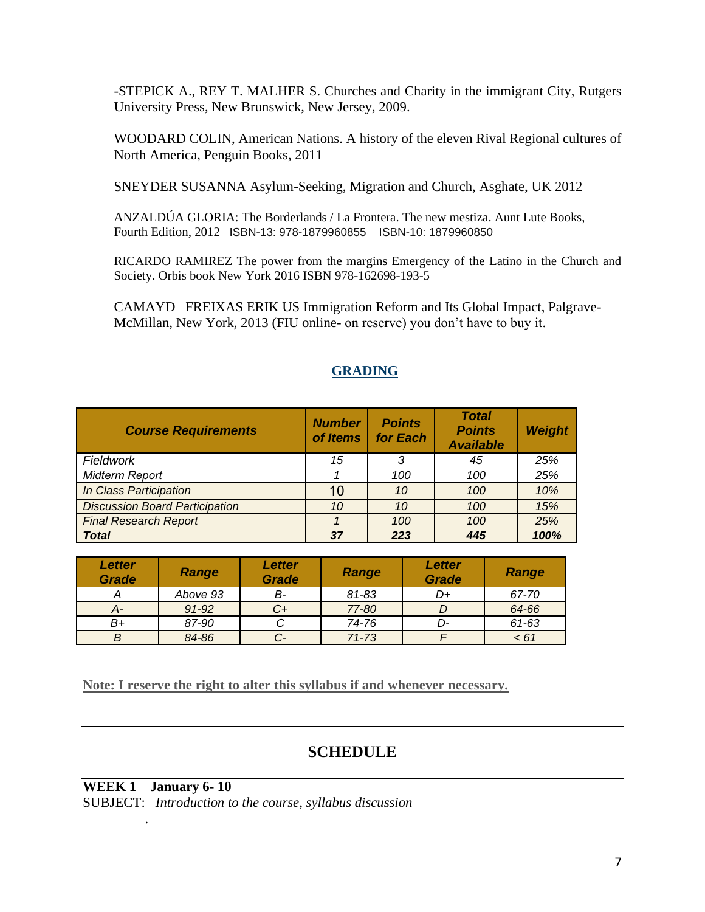-STEPICK A., REY T. MALHER S. Churches and Charity in the immigrant City, Rutgers University Press, New Brunswick, New Jersey, 2009.

WOODARD COLIN, American Nations. A history of the eleven Rival Regional cultures of North America, Penguin Books, 2011

SNEYDER SUSANNA Asylum-Seeking, Migration and Church, Asghate, UK 2012

ANZALDÚA GLORIA: The Borderlands / La Frontera. The new mestiza. Aunt Lute Books, Fourth Edition, 2012 ISBN-13: 978-1879960855 ISBN-10: 1879960850

RICARDO RAMIREZ The power from the margins Emergency of the Latino in the Church and Society. Orbis book New York 2016 ISBN 978-162698-193-5

CAMAYD –FREIXAS ERIK US Immigration Reform and Its Global Impact, Palgrave-McMillan, New York, 2013 (FIU online- on reserve) you don't have to buy it.

## GRADING

| *Course Requirements* | *Number of Items* | *Points for Each* | *Total Points Available* | *Weight* |
|---|---|---|---|---|
| *Fieldwork* | *15* | *3* | *45* | *25%* |
| *Midterm Report* | *1* | *100* | *100* | *25%* |
| *In Class Participation* | 10 | *10* | *100* | *10%* |
| *Discussion Board Participation* | *10* | *10* | *100* | *15%* |
| *Final Research Report* | *1* | *100* | *100* | *25%* |
| ***Total*** | ***37*** | ***223*** | ***445*** | ***100%*** |

| *Letter Grade* | *Range* | *Letter Grade* | *Range* | *Letter Grade* | *Range* |
|---|---|---|---|---|---|
| *A* | *Above 93* | *B-* | *81-83* | *D+* | *67-70* |
| *A-* | *91-92* | *C+* | *77-80* | *D* | *64-66* |
| *B+* | *87-90* | *C* | *74-76* | *D-* | *61-63* |
| *B* | *84-86* | *C-* | *71-73* | *F* | *< 61* |

**Note: I reserve the right to alter this syllabus if and whenever necessary.**

---

## SCHEDULE

**WEEK 1 January 6- 10**
SUBJECT: *Introduction to the course, syllabus discussion*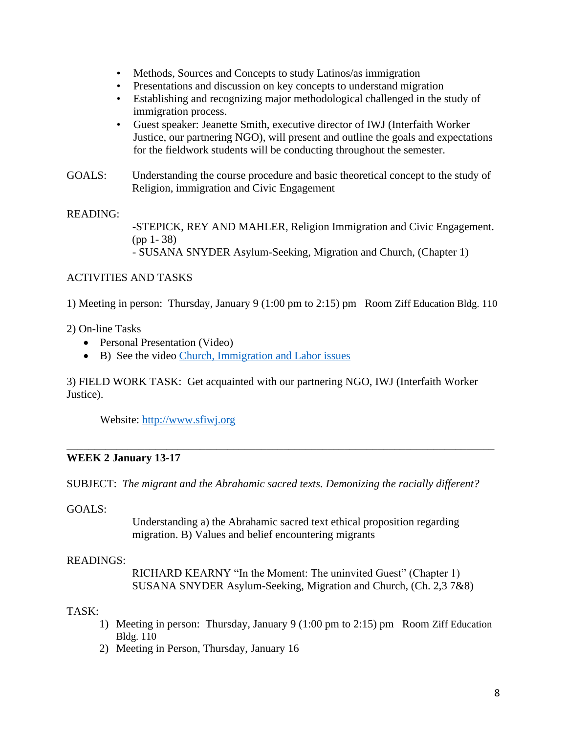- Methods, Sources and Concepts to study Latinos/as immigration
- Presentations and discussion on key concepts to understand migration
- Establishing and recognizing major methodological challenged in the study of immigration process.
- Guest speaker: Jeanette Smith, executive director of IWJ (Interfaith Worker Justice, our partnering NGO), will present and outline the goals and expectations for the fieldwork students will be conducting throughout the semester.

GOALS: Understanding the course procedure and basic theoretical concept to the study of Religion, immigration and Civic Engagement

READING:

-STEPICK, REY AND MAHLER, Religion Immigration and Civic Engagement. (pp 1- 38)
- SUSANA SNYDER Asylum-Seeking, Migration and Church, (Chapter 1)

ACTIVITIES AND TASKS

1) Meeting in person: Thursday, January 9 (1:00 pm to 2:15) pm Room Ziff Education Bldg. 110

2) On-line Tasks
- Personal Presentation (Video)
- B) See the video [Church, Immigration and Labor issues]

3) FIELD WORK TASK: Get acquainted with our partnering NGO, IWJ (Interfaith Worker Justice).

Website: http://www.sfiwj.org

---

**WEEK 2 January 13-17**

SUBJECT: *The migrant and the Abrahamic sacred texts. Demonizing the racially different?*

GOALS:

Understanding a) the Abrahamic sacred text ethical proposition regarding migration. B) Values and belief encountering migrants

READINGS:

RICHARD KEARNY "In the Moment: The uninvited Guest" (Chapter 1)
SUSANA SNYDER Asylum-Seeking, Migration and Church, (Ch. 2,3 7&8)

TASK:

1) Meeting in person: Thursday, January 9 (1:00 pm to 2:15) pm Room Ziff Education Bldg. 110
2) Meeting in Person, Thursday, January 16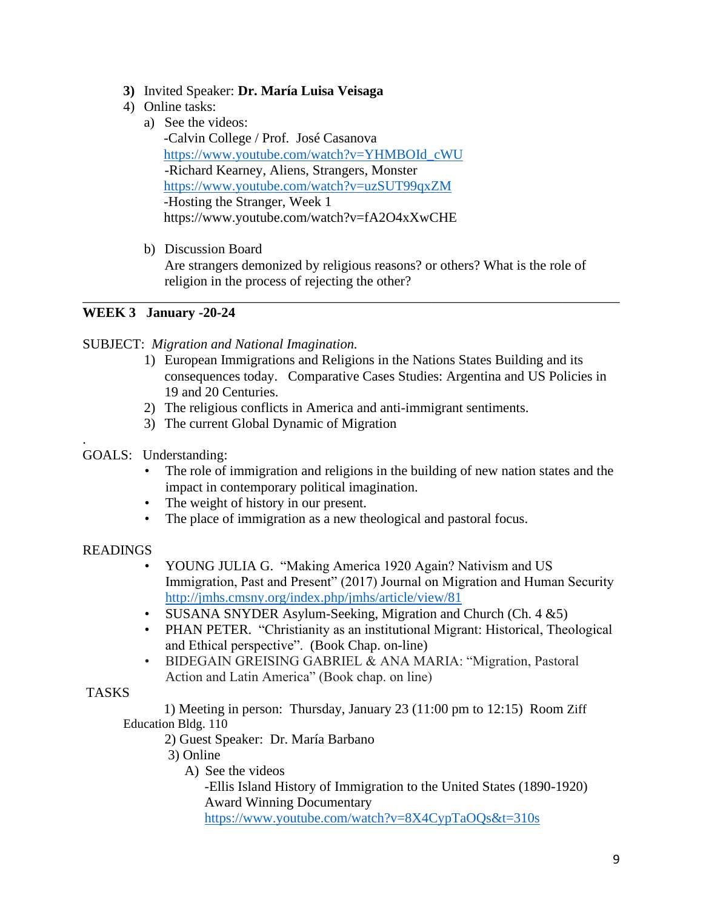3) Invited Speaker: **Dr. María Luisa Veisaga**
4) Online tasks:
   a) See the videos:
      -Calvin College / Prof. José Casanova
      https://www.youtube.com/watch?v=YHMBOId_cWU
      -Richard Kearney, Aliens, Strangers, Monster
      https://www.youtube.com/watch?v=uzSUT99qxZM
      -Hosting the Stranger, Week 1
      https://www.youtube.com/watch?v=fA2O4xXwCHE

   b) Discussion Board
      Are strangers demonized by religious reasons? or others? What is the role of religion in the process of rejecting the other?

---

**WEEK 3 January -20-24**

SUBJECT: *Migration and National Imagination.*

1) European Immigrations and Religions in the Nations States Building and its consequences today. Comparative Cases Studies: Argentina and US Policies in 19 and 20 Centuries.
2) The religious conflicts in America and anti-immigrant sentiments.
3) The current Global Dynamic of Migration

.
GOALS: Understanding:

- The role of immigration and religions in the building of new nation states and the impact in contemporary political imagination.
- The weight of history in our present.
- The place of immigration as a new theological and pastoral focus.

READINGS

- YOUNG JULIA G. "Making America 1920 Again? Nativism and US Immigration, Past and Present" (2017) Journal on Migration and Human Security http://jmhs.cmsny.org/index.php/jmhs/article/view/81
- SUSANA SNYDER Asylum-Seeking, Migration and Church (Ch. 4 &5)
- PHAN PETER. "Christianity as an institutional Migrant: Historical, Theological and Ethical perspective". (Book Chap. on-line)
- BIDEGAIN GREISING GABRIEL & ANA MARIA: "Migration, Pastoral Action and Latin America" (Book chap. on line)

TASKS

1) Meeting in person: Thursday, January 23 (11:00 pm to 12:15) Room Ziff Education Bldg. 110
2) Guest Speaker: Dr. María Barbano
3) Online
   A) See the videos
      -Ellis Island History of Immigration to the United States (1890-1920) Award Winning Documentary
      https://www.youtube.com/watch?v=8X4CypTaOQs&t=310s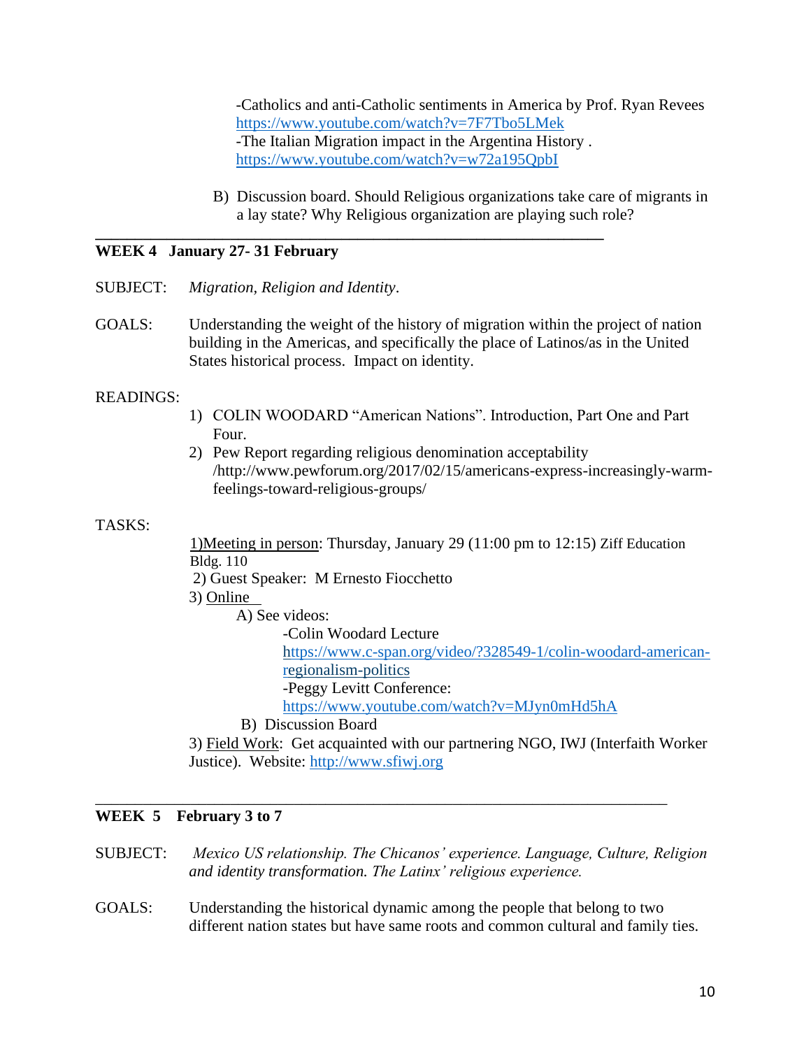-Catholics and anti-Catholic sentiments in America by Prof. Ryan Revees
https://www.youtube.com/watch?v=7F7Tbo5LMek
-The Italian Migration impact in the Argentina History .
https://www.youtube.com/watch?v=w72a195QpbI

B) Discussion board. Should Religious organizations take care of migrants in a lay state? Why Religious organization are playing such role?

---

**WEEK 4 January 27- 31 February**

SUBJECT: *Migration, Religion and Identity*.

GOALS: Understanding the weight of the history of migration within the project of nation building in the Americas, and specifically the place of Latinos/as in the United States historical process. Impact on identity.

READINGS:

1) COLIN WOODARD "American Nations". Introduction, Part One and Part Four.
2) Pew Report regarding religious denomination acceptability /http://www.pewforum.org/2017/02/15/americans-express-increasingly-warm-feelings-toward-religious-groups/

TASKS:

1)Meeting in person: Thursday, January 29 (11:00 pm to 12:15) Ziff Education Bldg. 110
2) Guest Speaker: M Ernesto Fiocchetto
3) Online
   A) See videos:
      -Colin Woodard Lecture
      https://www.c-span.org/video/?328549-1/colin-woodard-american-regionalism-politics
      -Peggy Levitt Conference:
      https://www.youtube.com/watch?v=MJyn0mHd5hA
   B) Discussion Board
3) Field Work: Get acquainted with our partnering NGO, IWJ (Interfaith Worker Justice). Website: http://www.sfiwj.org

---

**WEEK 5 February 3 to 7**

SUBJECT: *Mexico US relationship. The Chicanos' experience. Language, Culture, Religion and identity transformation. The Latinx' religious experience.*

GOALS: Understanding the historical dynamic among the people that belong to two different nation states but have same roots and common cultural and family ties.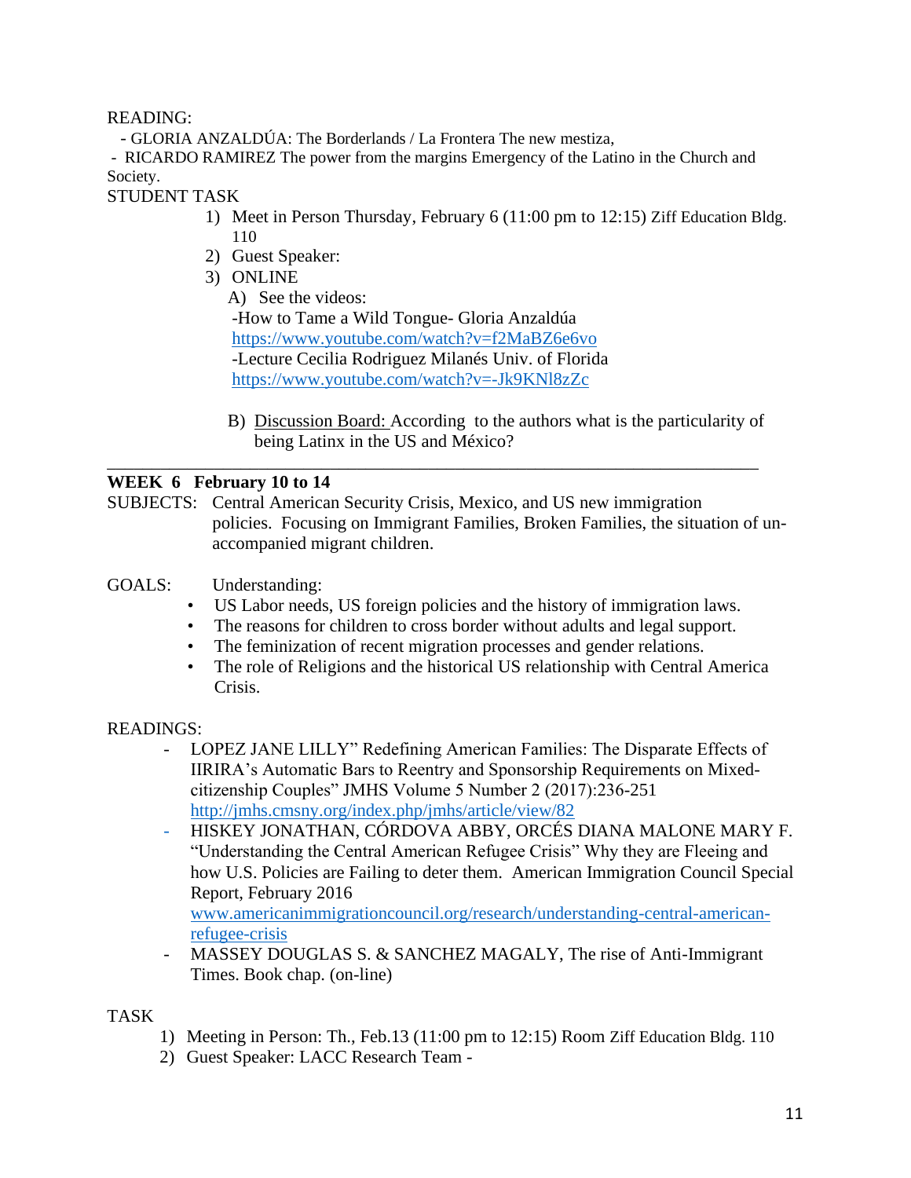READING:

- GLORIA ANZALDÚA: The Borderlands / La Frontera The new mestiza,
- RICARDO RAMIREZ The power from the margins Emergency of the Latino in the Church and Society.

STUDENT TASK

1) Meet in Person Thursday, February 6 (11:00 pm to 12:15) Ziff Education Bldg. 110
2) Guest Speaker:
3) ONLINE
   A) See the videos:
      -How to Tame a Wild Tongue- Gloria Anzaldúa
      https://www.youtube.com/watch?v=f2MaBZ6e6vo
      -Lecture Cecilia Rodriguez Milanés Univ. of Florida
      https://www.youtube.com/watch?v=-Jk9KNl8zZc
   B) Discussion Board: According to the authors what is the particularity of being Latinx in the US and México?

---

**WEEK 6 February 10 to 14**

SUBJECTS: Central American Security Crisis, Mexico, and US new immigration policies. Focusing on Immigrant Families, Broken Families, the situation of un-accompanied migrant children.

GOALS: Understanding:

- US Labor needs, US foreign policies and the history of immigration laws.
- The reasons for children to cross border without adults and legal support.
- The feminization of recent migration processes and gender relations.
- The role of Religions and the historical US relationship with Central America Crisis.

READINGS:

- LOPEZ JANE LILLY" Redefining American Families: The Disparate Effects of IIRIRA's Automatic Bars to Reentry and Sponsorship Requirements on Mixed-citizenship Couples" JMHS Volume 5 Number 2 (2017):236-251 http://jmhs.cmsny.org/index.php/jmhs/article/view/82
- HISKEY JONATHAN, CÓRDOVA ABBY, ORCÉS DIANA MALONE MARY F. "Understanding the Central American Refugee Crisis" Why they are Fleeing and how U.S. Policies are Failing to deter them. American Immigration Council Special Report, February 2016 www.americanimmigrationcouncil.org/research/understanding-central-american-refugee-crisis
- MASSEY DOUGLAS S. & SANCHEZ MAGALY, The rise of Anti-Immigrant Times. Book chap. (on-line)

TASK

1) Meeting in Person: Th., Feb.13 (11:00 pm to 12:15) Room Ziff Education Bldg. 110
2) Guest Speaker: LACC Research Team -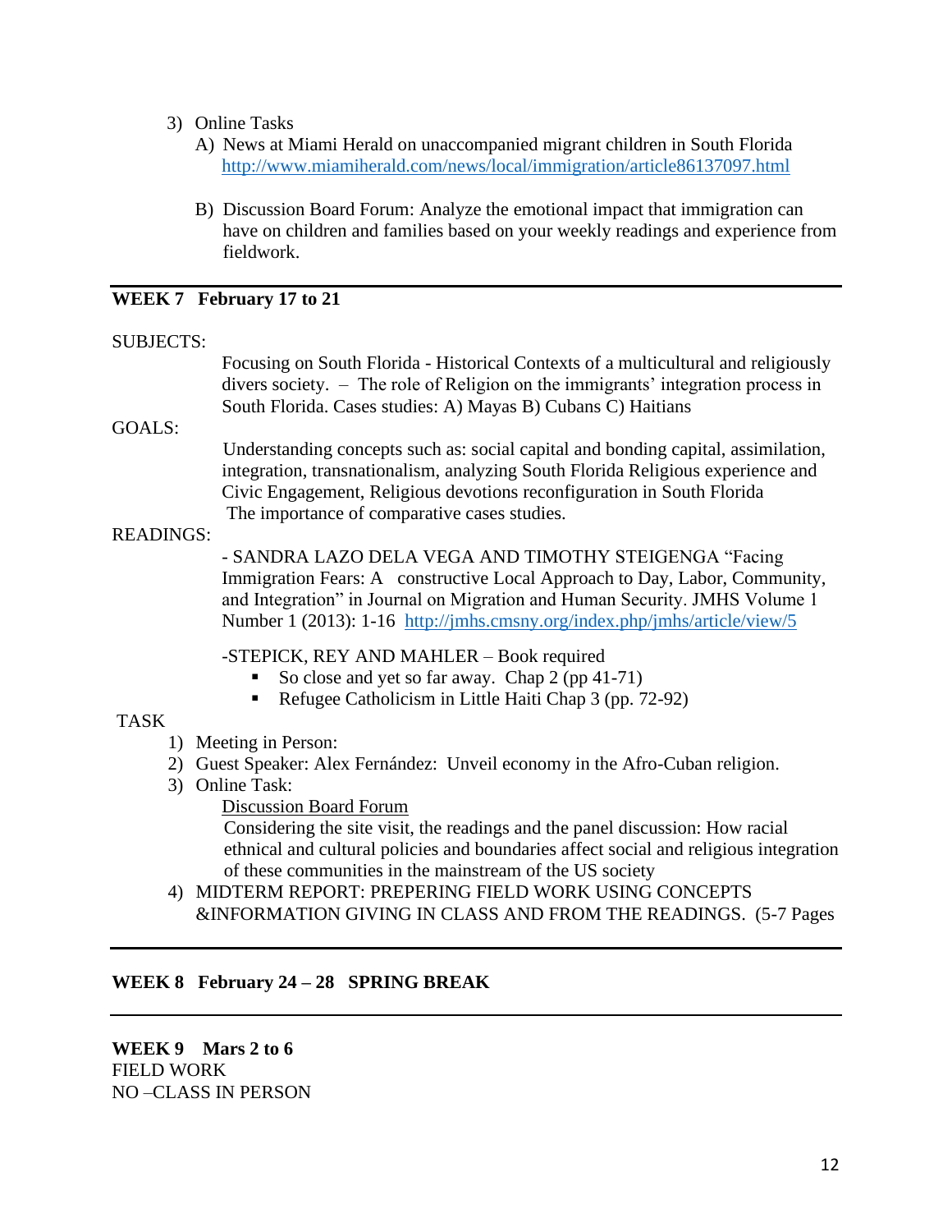3) Online Tasks
   A) News at Miami Herald on unaccompanied migrant children in South Florida
   http://www.miamiherald.com/news/local/immigration/article86137097.html

   B) Discussion Board Forum: Analyze the emotional impact that immigration can have on children and families based on your weekly readings and experience from fieldwork.

---

**WEEK 7 February 17 to 21**

SUBJECTS:

Focusing on South Florida - Historical Contexts of a multicultural and religiously divers society. – The role of Religion on the immigrants' integration process in South Florida. Cases studies: A) Mayas B) Cubans C) Haitians

GOALS:

Understanding concepts such as: social capital and bonding capital, assimilation, integration, transnationalism, analyzing South Florida Religious experience and Civic Engagement, Religious devotions reconfiguration in South Florida
The importance of comparative cases studies.

READINGS:

- SANDRA LAZO DELA VEGA AND TIMOTHY STEIGENGA "Facing Immigration Fears: A constructive Local Approach to Day, Labor, Community, and Integration" in Journal on Migration and Human Security. JMHS Volume 1 Number 1 (2013): 1-16 http://jmhs.cmsny.org/index.php/jmhs/article/view/5

-STEPICK, REY AND MAHLER – Book required
- So close and yet so far away. Chap 2 (pp 41-71)
- Refugee Catholicism in Little Haiti Chap 3 (pp. 72-92)

TASK

1) Meeting in Person:
2) Guest Speaker: Alex Fernández: Unveil economy in the Afro-Cuban religion.
3) Online Task:
   Discussion Board Forum
   Considering the site visit, the readings and the panel discussion: How racial ethnical and cultural policies and boundaries affect social and religious integration of these communities in the mainstream of the US society
4) MIDTERM REPORT: PREPERING FIELD WORK USING CONCEPTS &INFORMATION GIVING IN CLASS AND FROM THE READINGS. (5-7 Pages

---

**WEEK 8 February 24 – 28 SPRING BREAK**

---

**WEEK 9 Mars 2 to 6**
FIELD WORK
NO –CLASS IN PERSON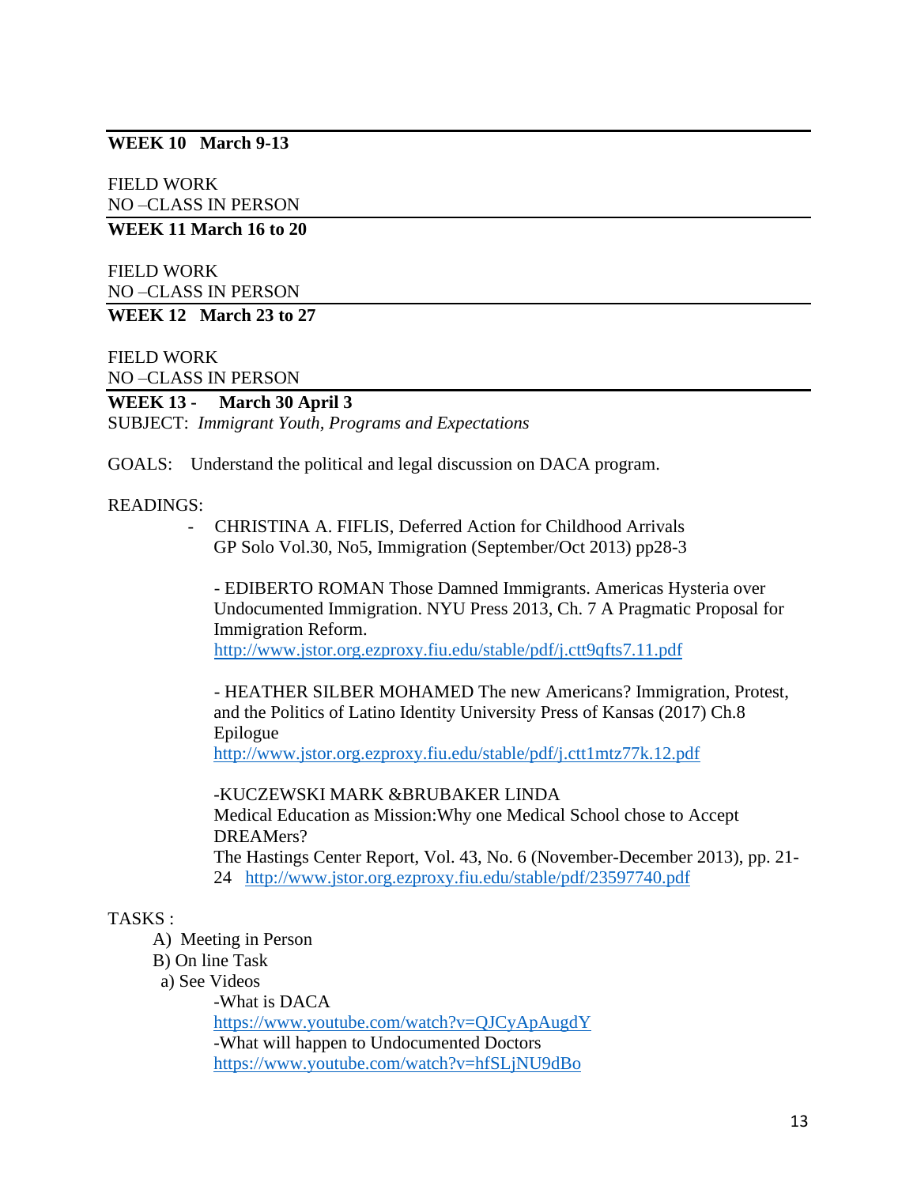**WEEK 10 March 9-13**

FIELD WORK
NO –CLASS IN PERSON

**WEEK 11 March 16 to 20**

FIELD WORK
NO –CLASS IN PERSON

**WEEK 12 March 23 to 27**

FIELD WORK
NO –CLASS IN PERSON

**WEEK 13 - March 30 April 3**
SUBJECT: *Immigrant Youth, Programs and Expectations*

GOALS: Understand the political and legal discussion on DACA program.

READINGS:

- CHRISTINA A. FIFLIS, Deferred Action for Childhood Arrivals GP Solo Vol.30, No5, Immigration (September/Oct 2013) pp28-3

  - EDIBERTO ROMAN Those Damned Immigrants. Americas Hysteria over Undocumented Immigration. NYU Press 2013, Ch. 7 A Pragmatic Proposal for Immigration Reform.
  http://www.jstor.org.ezproxy.fiu.edu/stable/pdf/j.ctt9qfts7.11.pdf

  - HEATHER SILBER MOHAMED The new Americans? Immigration, Protest, and the Politics of Latino Identity University Press of Kansas (2017) Ch.8 Epilogue
  http://www.jstor.org.ezproxy.fiu.edu/stable/pdf/j.ctt1mtz77k.12.pdf

  -KUCZEWSKI MARK &BRUBAKER LINDA
  Medical Education as Mission:Why one Medical School chose to Accept DREAMers?
  The Hastings Center Report, Vol. 43, No. 6 (November-December 2013), pp. 21-24 http://www.jstor.org.ezproxy.fiu.edu/stable/pdf/23597740.pdf

TASKS :

A) Meeting in Person
B) On line Task
  a) See Videos
    -What is DACA
    https://www.youtube.com/watch?v=QJCyApAugdY
    -What will happen to Undocumented Doctors
    https://www.youtube.com/watch?v=hfSLjNU9dBo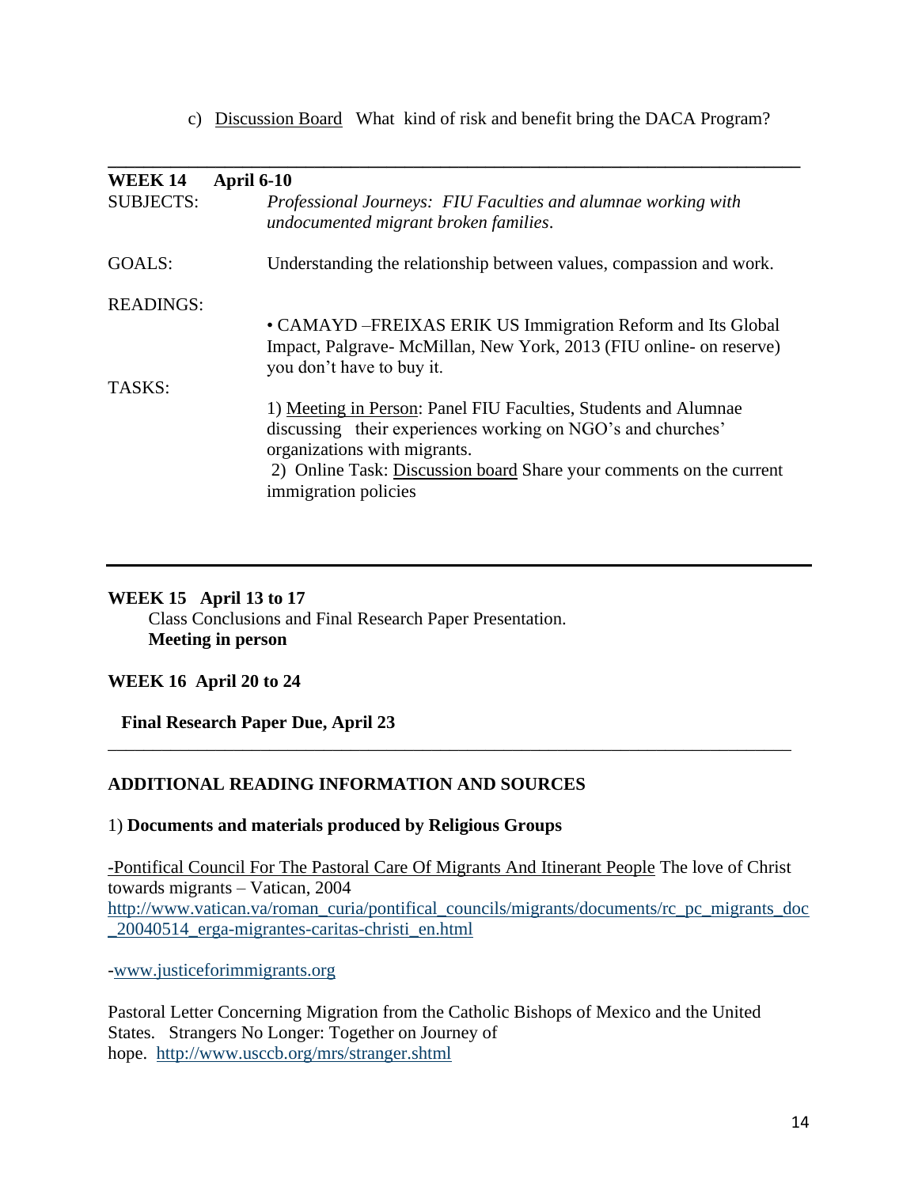c) Discussion Board   What kind of risk and benefit bring the DACA Program?

---

**WEEK 14   April 6-10**

SUBJECTS: *Professional Journeys: FIU Faculties and alumnae working with undocumented migrant broken families*.

GOALS: Understanding the relationship between values, compassion and work.

READINGS:

• CAMAYD –FREIXAS ERIK US Immigration Reform and Its Global Impact, Palgrave- McMillan, New York, 2013 (FIU online- on reserve) you don't have to buy it.

TASKS:

1) Meeting in Person: Panel FIU Faculties, Students and Alumnae discussing their experiences working on NGO's and churches' organizations with migrants.
2) Online Task: Discussion board Share your comments on the current immigration policies

---

**WEEK 15   April 13 to 17**

Class Conclusions and Final Research Paper Presentation.
**Meeting in person**

**WEEK 16  April 20 to 24**

**Final Research Paper Due, April 23**

---

**ADDITIONAL READING INFORMATION AND SOURCES**

1) **Documents and materials produced by Religious Groups**

-Pontifical Council For The Pastoral Care Of Migrants And Itinerant People The love of Christ towards migrants – Vatican, 2004 http://www.vatican.va/roman_curia/pontifical_councils/migrants/documents/rc_pc_migrants_doc_20040514_erga-migrantes-caritas-christi_en.html

-www.justiceforimmigrants.org

Pastoral Letter Concerning Migration from the Catholic Bishops of Mexico and the United States.   Strangers No Longer: Together on Journey of hope.  http://www.usccb.org/mrs/stranger.shtml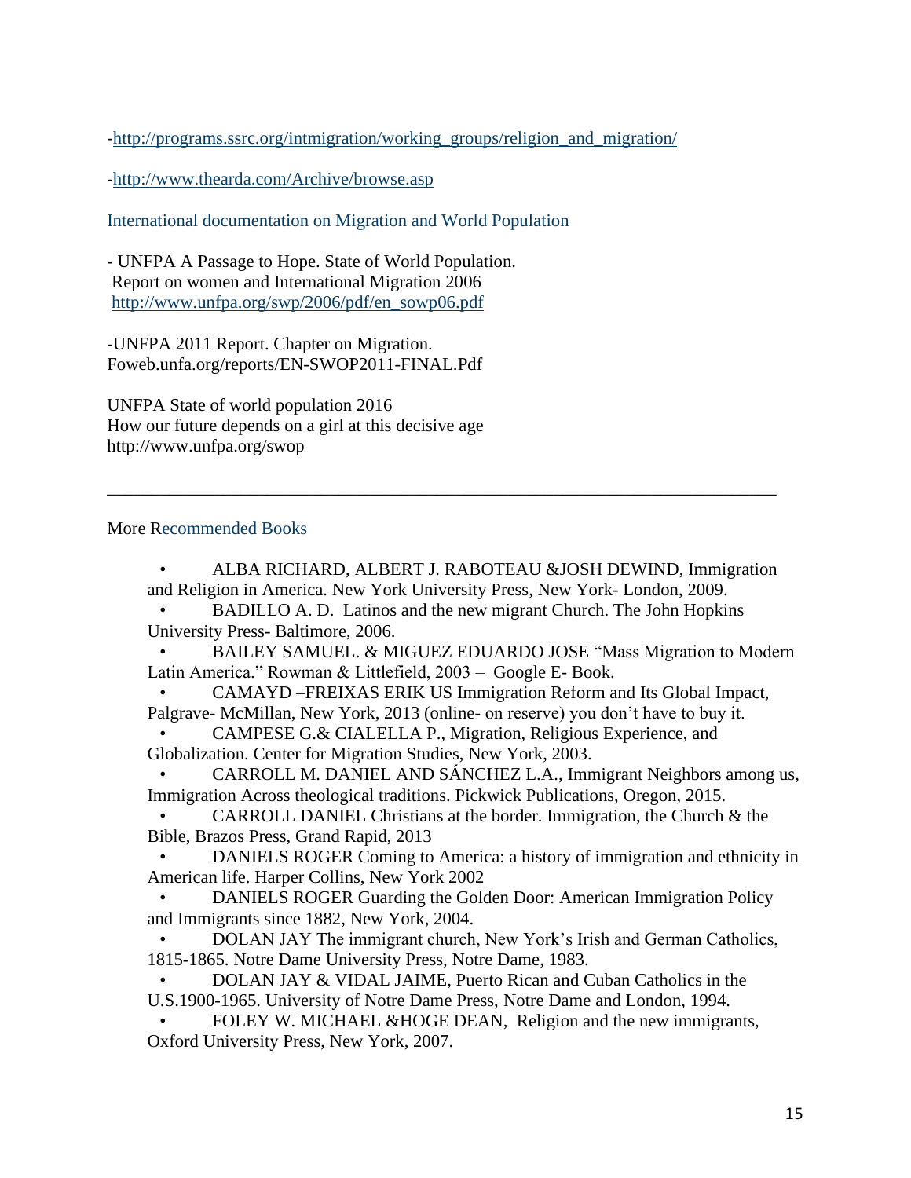-http://programs.ssrc.org/intmigration/working_groups/religion_and_migration/

-http://www.thearda.com/Archive/browse.asp

International documentation on Migration and World Population

- UNFPA A Passage to Hope. State of World Population.
 Report on women and International Migration 2006
 http://www.unfpa.org/swp/2006/pdf/en_sowp06.pdf

-UNFPA 2011 Report. Chapter on Migration.
Foweb.unfa.org/reports/EN-SWOP2011-FINAL.Pdf

UNFPA State of world population 2016
How our future depends on a girl at this decisive age
http://www.unfpa.org/swop

---

More Recommended Books

- ALBA RICHARD, ALBERT J. RABOTEAU &JOSH DEWIND, Immigration and Religion in America. New York University Press, New York- London, 2009.
- BADILLO A. D. Latinos and the new migrant Church. The John Hopkins University Press- Baltimore, 2006.
- BAILEY SAMUEL. & MIGUEZ EDUARDO JOSE "Mass Migration to Modern Latin America." Rowman & Littlefield, 2003 – Google E- Book.
- CAMAYD –FREIXAS ERIK US Immigration Reform and Its Global Impact, Palgrave- McMillan, New York, 2013 (online- on reserve) you don't have to buy it.
- CAMPESE G.& CIALELLA P., Migration, Religious Experience, and Globalization. Center for Migration Studies, New York, 2003.
- CARROLL M. DANIEL AND SÁNCHEZ L.A., Immigrant Neighbors among us, Immigration Across theological traditions. Pickwick Publications, Oregon, 2015.
- CARROLL DANIEL Christians at the border. Immigration, the Church & the Bible, Brazos Press, Grand Rapid, 2013
- DANIELS ROGER Coming to America: a history of immigration and ethnicity in American life. Harper Collins, New York 2002
- DANIELS ROGER Guarding the Golden Door: American Immigration Policy and Immigrants since 1882, New York, 2004.
- DOLAN JAY The immigrant church, New York's Irish and German Catholics, 1815-1865. Notre Dame University Press, Notre Dame, 1983.
- DOLAN JAY & VIDAL JAIME, Puerto Rican and Cuban Catholics in the U.S.1900-1965. University of Notre Dame Press, Notre Dame and London, 1994.
- FOLEY W. MICHAEL &HOGE DEAN, Religion and the new immigrants, Oxford University Press, New York, 2007.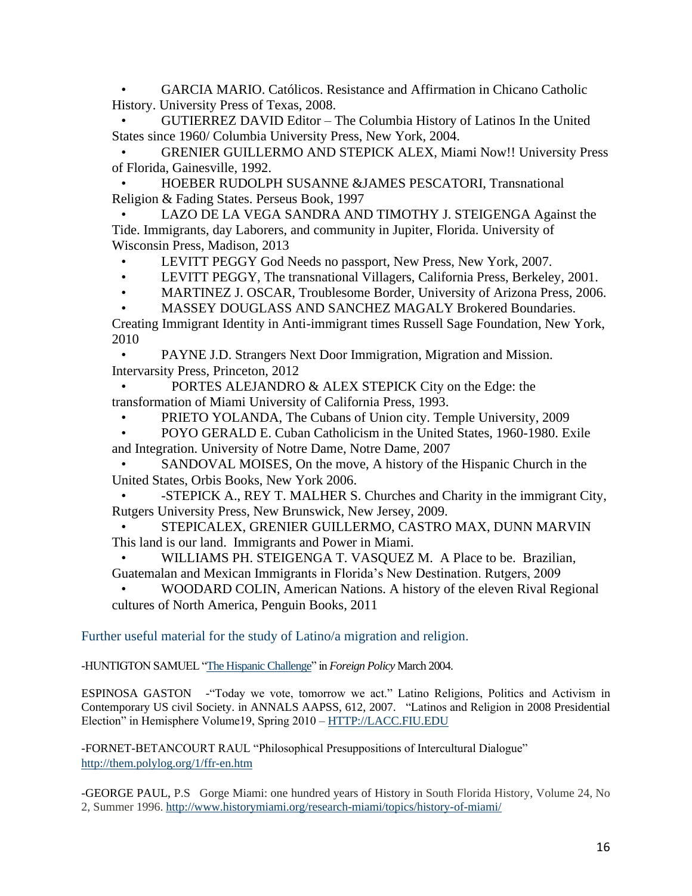- GARCIA MARIO. Católicos. Resistance and Affirmation in Chicano Catholic History. University Press of Texas, 2008.
- GUTIERREZ DAVID Editor – The Columbia History of Latinos In the United States since 1960/ Columbia University Press, New York, 2004.
- GRENIER GUILLERMO AND STEPICK ALEX, Miami Now!! University Press of Florida, Gainesville, 1992.
- HOEBER RUDOLPH SUSANNE &JAMES PESCATORI, Transnational Religion & Fading States. Perseus Book, 1997
- LAZO DE LA VEGA SANDRA AND TIMOTHY J. STEIGENGA Against the Tide. Immigrants, day Laborers, and community in Jupiter, Florida. University of Wisconsin Press, Madison, 2013
- LEVITT PEGGY God Needs no passport, New Press, New York, 2007.
- LEVITT PEGGY, The transnational Villagers, California Press, Berkeley, 2001.
- MARTINEZ J. OSCAR, Troublesome Border, University of Arizona Press, 2006.
- MASSEY DOUGLASS AND SANCHEZ MAGALY Brokered Boundaries. Creating Immigrant Identity in Anti-immigrant times Russell Sage Foundation, New York, 2010
- PAYNE J.D. Strangers Next Door Immigration, Migration and Mission. Intervarsity Press, Princeton, 2012
- PORTES ALEJANDRO & ALEX STEPICK City on the Edge: the transformation of Miami University of California Press, 1993.
- PRIETO YOLANDA, The Cubans of Union city. Temple University, 2009
- POYO GERALD E. Cuban Catholicism in the United States, 1960-1980. Exile and Integration. University of Notre Dame, Notre Dame, 2007
- SANDOVAL MOISES, On the move, A history of the Hispanic Church in the United States, Orbis Books, New York 2006.
- -STEPICK A., REY T. MALHER S. Churches and Charity in the immigrant City, Rutgers University Press, New Brunswick, New Jersey, 2009.
- STEPICALEX, GRENIER GUILLERMO, CASTRO MAX, DUNN MARVIN This land is our land. Immigrants and Power in Miami.
- WILLIAMS PH. STEIGENGA T. VASQUEZ M. A Place to be. Brazilian, Guatemalan and Mexican Immigrants in Florida's New Destination. Rutgers, 2009
- WOODARD COLIN, American Nations. A history of the eleven Rival Regional cultures of North America, Penguin Books, 2011

## Further useful material for the study of Latino/a migration and religion.

-HUNTIGTON SAMUEL "The Hispanic Challenge" in *Foreign Policy* March 2004.

ESPINOSA GASTON -"Today we vote, tomorrow we act." Latino Religions, Politics and Activism in Contemporary US civil Society. in ANNALS AAPSS, 612, 2007. "Latinos and Religion in 2008 Presidential Election" in Hemisphere Volume19, Spring 2010 – HTTP://LACC.FIU.EDU

-FORNET-BETANCOURT RAUL "Philosophical Presuppositions of Intercultural Dialogue" http://them.polylog.org/1/ffr-en.htm

-GEORGE PAUL, P.S Gorge Miami: one hundred years of History in South Florida History, Volume 24, No 2, Summer 1996. http://www.historymiami.org/research-miami/topics/history-of-miami/